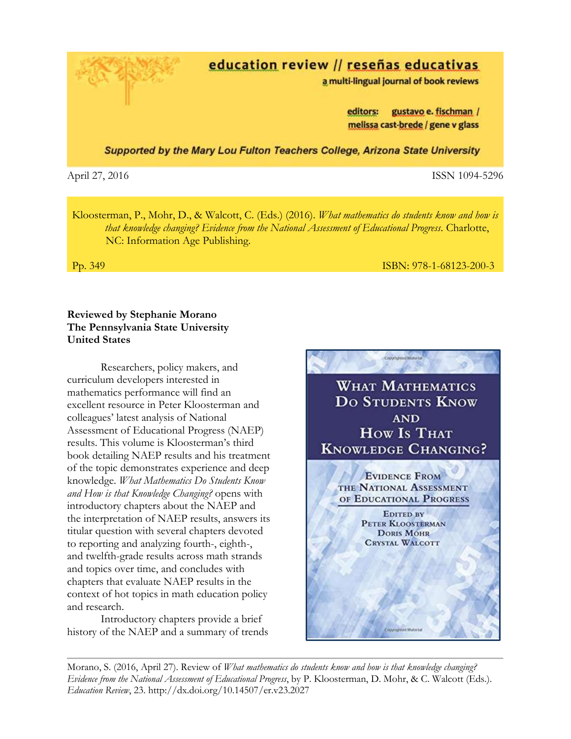**education review // reseñas educativas**
a multi-lingual journal of book reviews

editors: gustavo e. fischman / melissa cast-brede / gene v glass

*Supported by the Mary Lou Fulton Teachers College, Arizona State University*

April 27, 2016 ISSN 1094-5296

Kloosterman, P., Mohr, D., & Walcott, C. (Eds.) (2016). *What mathematics do students know and how is that knowledge changing? Evidence from the National Assessment of Educational Progress.* Charlotte, NC: Information Age Publishing.

Pp. 349 ISBN: 978-1-68123-200-3

**Reviewed by Stephanie Morano**
**The Pennsylvania State University**
**United States**

Researchers, policy makers, and curriculum developers interested in mathematics performance will find an excellent resource in Peter Kloosterman and colleagues' latest analysis of National Assessment of Educational Progress (NAEP) results. This volume is Kloosterman's third book detailing NAEP results and his treatment of the topic demonstrates experience and deep knowledge. *What Mathematics Do Students Know and How is that Knowledge Changing?* opens with introductory chapters about the NAEP and the interpretation of NAEP results, answers its titular question with several chapters devoted to reporting and analyzing fourth-, eighth-, and twelfth-grade results across math strands and topics over time, and concludes with chapters that evaluate NAEP results in the context of hot topics in math education policy and research.

Introductory chapters provide a brief history of the NAEP and a summary of trends

Morano, S. (2016, April 27). Review of *What mathematics do students know and how is that knowledge changing? Evidence from the National Assessment of Educational Progress*, by P. Kloosterman, D. Mohr, & C. Walcott (Eds.). *Education Review*, 23. http://dx.doi.org/10.14507/er.v23.2027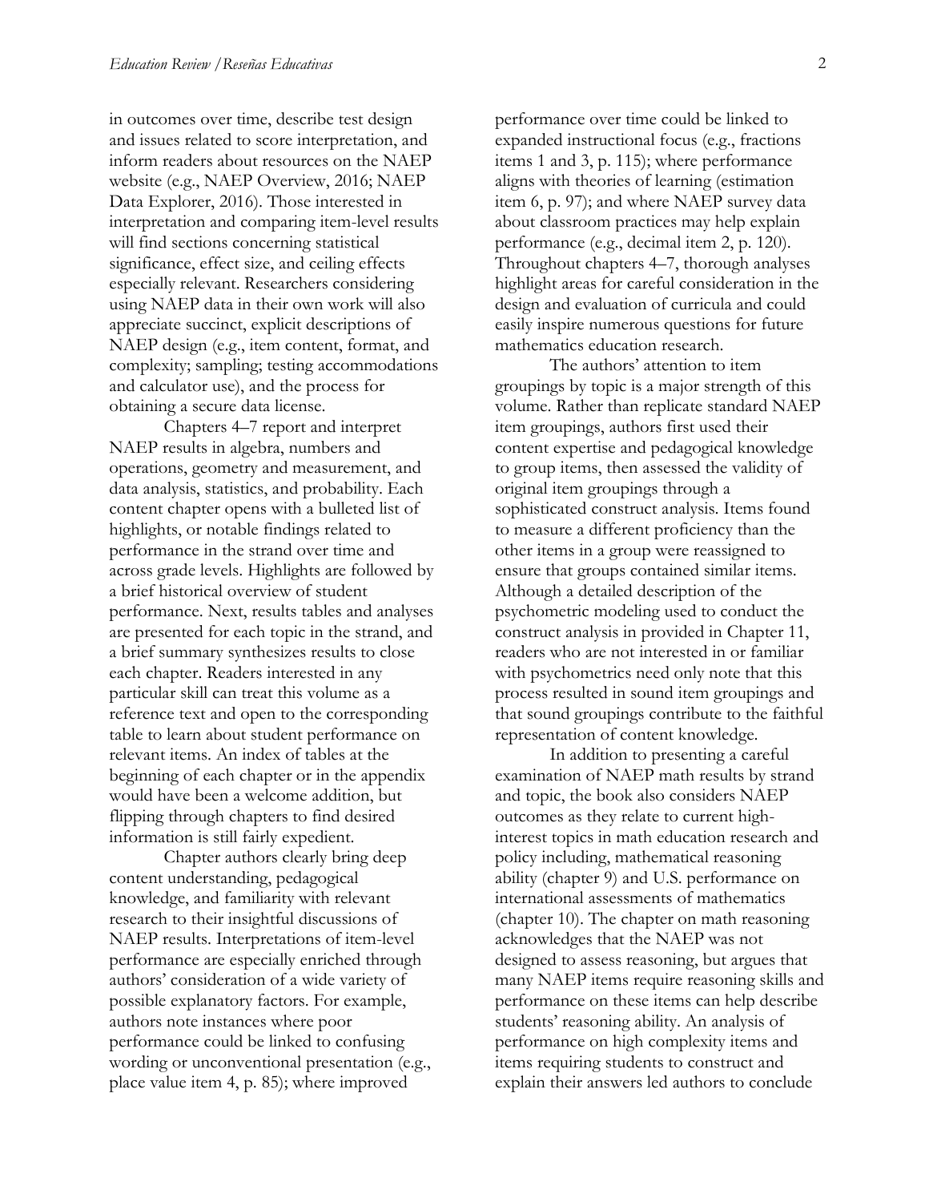in outcomes over time, describe test design and issues related to score interpretation, and inform readers about resources on the NAEP website (e.g., NAEP Overview, 2016; NAEP Data Explorer, 2016). Those interested in interpretation and comparing item-level results will find sections concerning statistical significance, effect size, and ceiling effects especially relevant. Researchers considering using NAEP data in their own work will also appreciate succinct, explicit descriptions of NAEP design (e.g., item content, format, and complexity; sampling; testing accommodations and calculator use), and the process for obtaining a secure data license.

Chapters 4–7 report and interpret NAEP results in algebra, numbers and operations, geometry and measurement, and data analysis, statistics, and probability. Each content chapter opens with a bulleted list of highlights, or notable findings related to performance in the strand over time and across grade levels. Highlights are followed by a brief historical overview of student performance. Next, results tables and analyses are presented for each topic in the strand, and a brief summary synthesizes results to close each chapter. Readers interested in any particular skill can treat this volume as a reference text and open to the corresponding table to learn about student performance on relevant items. An index of tables at the beginning of each chapter or in the appendix would have been a welcome addition, but flipping through chapters to find desired information is still fairly expedient.

Chapter authors clearly bring deep content understanding, pedagogical knowledge, and familiarity with relevant research to their insightful discussions of NAEP results. Interpretations of item-level performance are especially enriched through authors' consideration of a wide variety of possible explanatory factors. For example, authors note instances where poor performance could be linked to confusing wording or unconventional presentation (e.g., place value item 4, p. 85); where improved performance over time could be linked to expanded instructional focus (e.g., fractions items 1 and 3, p. 115); where performance aligns with theories of learning (estimation item 6, p. 97); and where NAEP survey data about classroom practices may help explain performance (e.g., decimal item 2, p. 120). Throughout chapters 4–7, thorough analyses highlight areas for careful consideration in the design and evaluation of curricula and could easily inspire numerous questions for future mathematics education research.

The authors' attention to item groupings by topic is a major strength of this volume. Rather than replicate standard NAEP item groupings, authors first used their content expertise and pedagogical knowledge to group items, then assessed the validity of original item groupings through a sophisticated construct analysis. Items found to measure a different proficiency than the other items in a group were reassigned to ensure that groups contained similar items. Although a detailed description of the psychometric modeling used to conduct the construct analysis in provided in Chapter 11, readers who are not interested in or familiar with psychometrics need only note that this process resulted in sound item groupings and that sound groupings contribute to the faithful representation of content knowledge.

In addition to presenting a careful examination of NAEP math results by strand and topic, the book also considers NAEP outcomes as they relate to current high-interest topics in math education research and policy including, mathematical reasoning ability (chapter 9) and U.S. performance on international assessments of mathematics (chapter 10). The chapter on math reasoning acknowledges that the NAEP was not designed to assess reasoning, but argues that many NAEP items require reasoning skills and performance on these items can help describe students' reasoning ability. An analysis of performance on high complexity items and items requiring students to construct and explain their answers led authors to conclude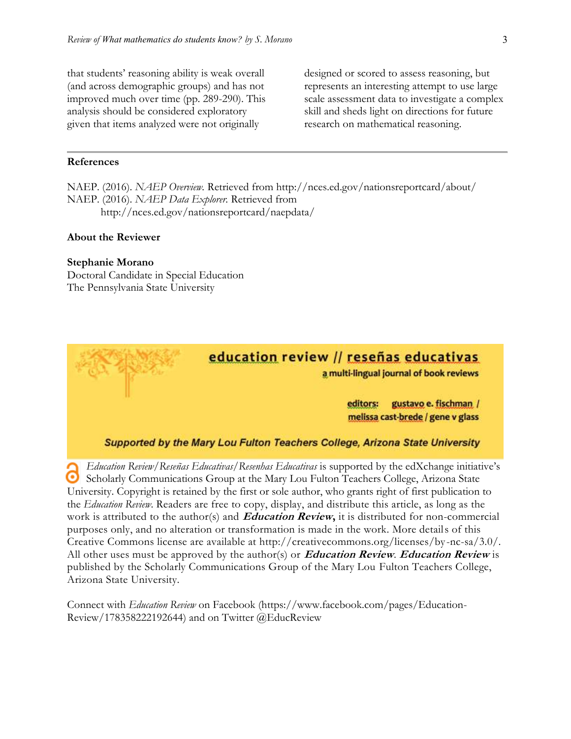that students' reasoning ability is weak overall (and across demographic groups) and has not improved much over time (pp. 289-290). This analysis should be considered exploratory given that items analyzed were not originally designed or scored to assess reasoning, but represents an interesting attempt to use large scale assessment data to investigate a complex skill and sheds light on directions for future research on mathematical reasoning.

---

## References

NAEP. (2016). *NAEP Overview*. Retrieved from http://nces.ed.gov/nationsreportcard/about/

NAEP. (2016). *NAEP Data Explorer*. Retrieved from http://nces.ed.gov/nationsreportcard/naepdata/

## About the Reviewer

**Stephanie Morano**
Doctoral Candidate in Special Education
The Pennsylvania State University

education review // reseñas educativas

a multi-lingual journal of book reviews

editors: gustavo e. fischman / melissa cast-brede / gene v glass

*Supported by the Mary Lou Fulton Teachers College, Arizona State University*

*Education Review/Reseñas Educativas/Resenhas Educativas* is supported by the edXchange initiative's Scholarly Communications Group at the Mary Lou Fulton Teachers College, Arizona State University. Copyright is retained by the first or sole author, who grants right of first publication to the *Education Review*. Readers are free to copy, display, and distribute this article, as long as the work is attributed to the author(s) and ***Education Review***, it is distributed for non-commercial purposes only, and no alteration or transformation is made in the work. More details of this Creative Commons license are available at http://creativecommons.org/licenses/by-nc-sa/3.0/. All other uses must be approved by the author(s) or ***Education Review***. ***Education Review*** is published by the Scholarly Communications Group of the Mary Lou Fulton Teachers College, Arizona State University.

Connect with *Education Review* on Facebook (https://www.facebook.com/pages/Education-Review/178358222192644) and on Twitter @EducReview